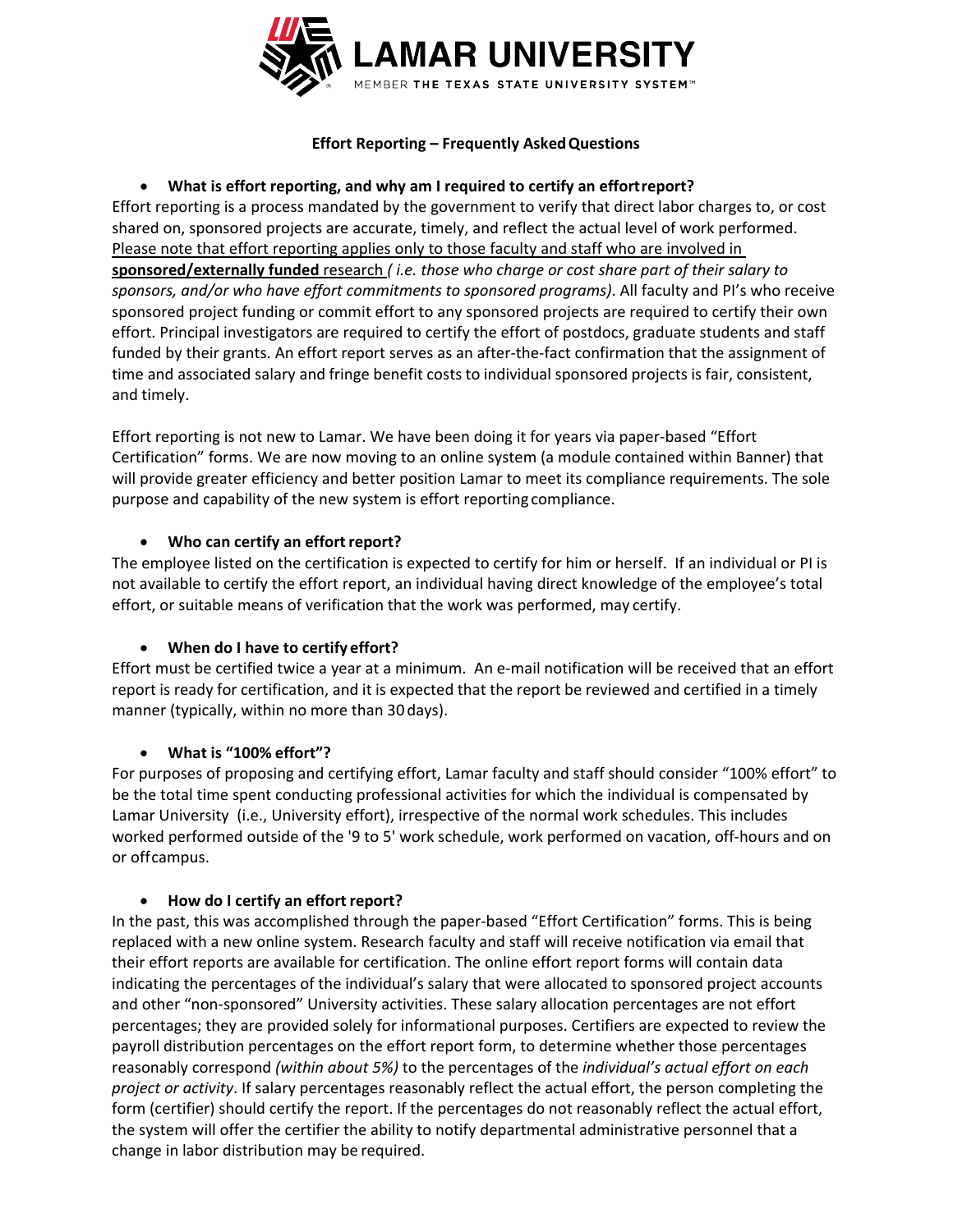# Effort Reporting – Frequently Asked Questions

- **What is effort reporting, and why am I required to certify an effort report?**

Effort reporting is a process mandated by the government to verify that direct labor charges to, or cost shared on, sponsored projects are accurate, timely, and reflect the actual level of work performed. Please note that effort reporting applies only to those faculty and staff who are involved in **sponsored/externally funded** research *( i.e. those who charge or cost share part of their salary to sponsors, and/or who have effort commitments to sponsored programs)*. All faculty and PI's who receive sponsored project funding or commit effort to any sponsored projects are required to certify their own effort. Principal investigators are required to certify the effort of postdocs, graduate students and staff funded by their grants. An effort report serves as an after-the-fact confirmation that the assignment of time and associated salary and fringe benefit costs to individual sponsored projects is fair, consistent, and timely.

Effort reporting is not new to Lamar. We have been doing it for years via paper-based "Effort Certification" forms. We are now moving to an online system (a module contained within Banner) that will provide greater efficiency and better position Lamar to meet its compliance requirements. The sole purpose and capability of the new system is effort reporting compliance.

- **Who can certify an effort report?**

The employee listed on the certification is expected to certify for him or herself. If an individual or PI is not available to certify the effort report, an individual having direct knowledge of the employee's total effort, or suitable means of verification that the work was performed, may certify.

- **When do I have to certify effort?**

Effort must be certified twice a year at a minimum. An e-mail notification will be received that an effort report is ready for certification, and it is expected that the report be reviewed and certified in a timely manner (typically, within no more than 30 days).

- **What is "100% effort"?**

For purposes of proposing and certifying effort, Lamar faculty and staff should consider "100% effort" to be the total time spent conducting professional activities for which the individual is compensated by Lamar University (i.e., University effort), irrespective of the normal work schedules. This includes worked performed outside of the '9 to 5' work schedule, work performed on vacation, off-hours and on or off campus.

- **How do I certify an effort report?**

In the past, this was accomplished through the paper-based "Effort Certification" forms. This is being replaced with a new online system. Research faculty and staff will receive notification via email that their effort reports are available for certification. The online effort report forms will contain data indicating the percentages of the individual's salary that were allocated to sponsored project accounts and other "non-sponsored" University activities. These salary allocation percentages are not effort percentages; they are provided solely for informational purposes. Certifiers are expected to review the payroll distribution percentages on the effort report form, to determine whether those percentages reasonably correspond *(within about 5%)* to the percentages of the *individual's actual effort on each project or activity*. If salary percentages reasonably reflect the actual effort, the person completing the form (certifier) should certify the report. If the percentages do not reasonably reflect the actual effort, the system will offer the certifier the ability to notify departmental administrative personnel that a change in labor distribution may be required.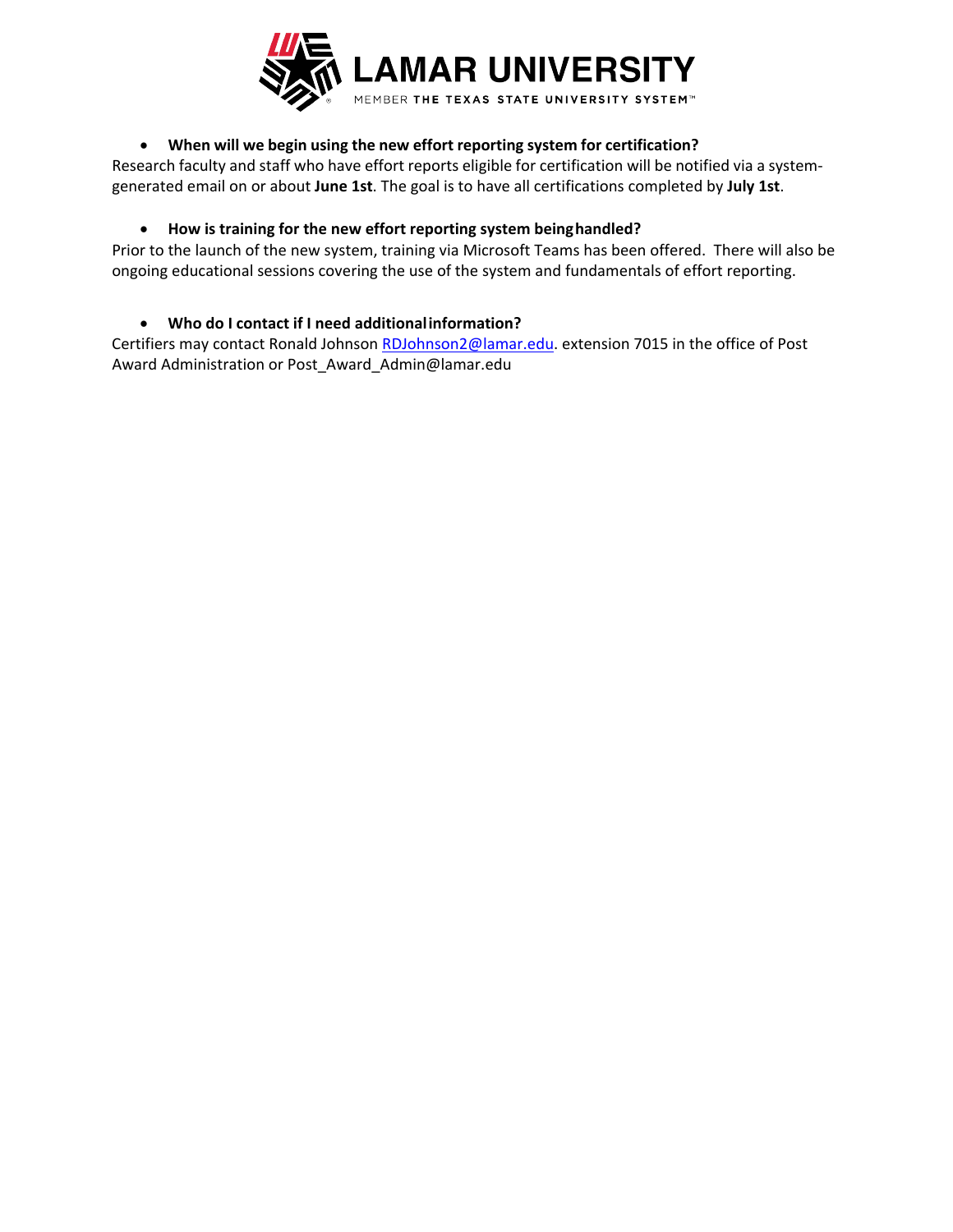- **When will we begin using the new effort reporting system for certification?**

Research faculty and staff who have effort reports eligible for certification will be notified via a system-generated email on or about **June 1st**. The goal is to have all certifications completed by **July 1st**.

- **How is training for the new effort reporting system being handled?**

Prior to the launch of the new system, training via Microsoft Teams has been offered. There will also be ongoing educational sessions covering the use of the system and fundamentals of effort reporting.

- **Who do I contact if I need additional information?**

Certifiers may contact Ronald Johnson RDJohnson2@lamar.edu. extension 7015 in the office of Post Award Administration or Post_Award_Admin@lamar.edu